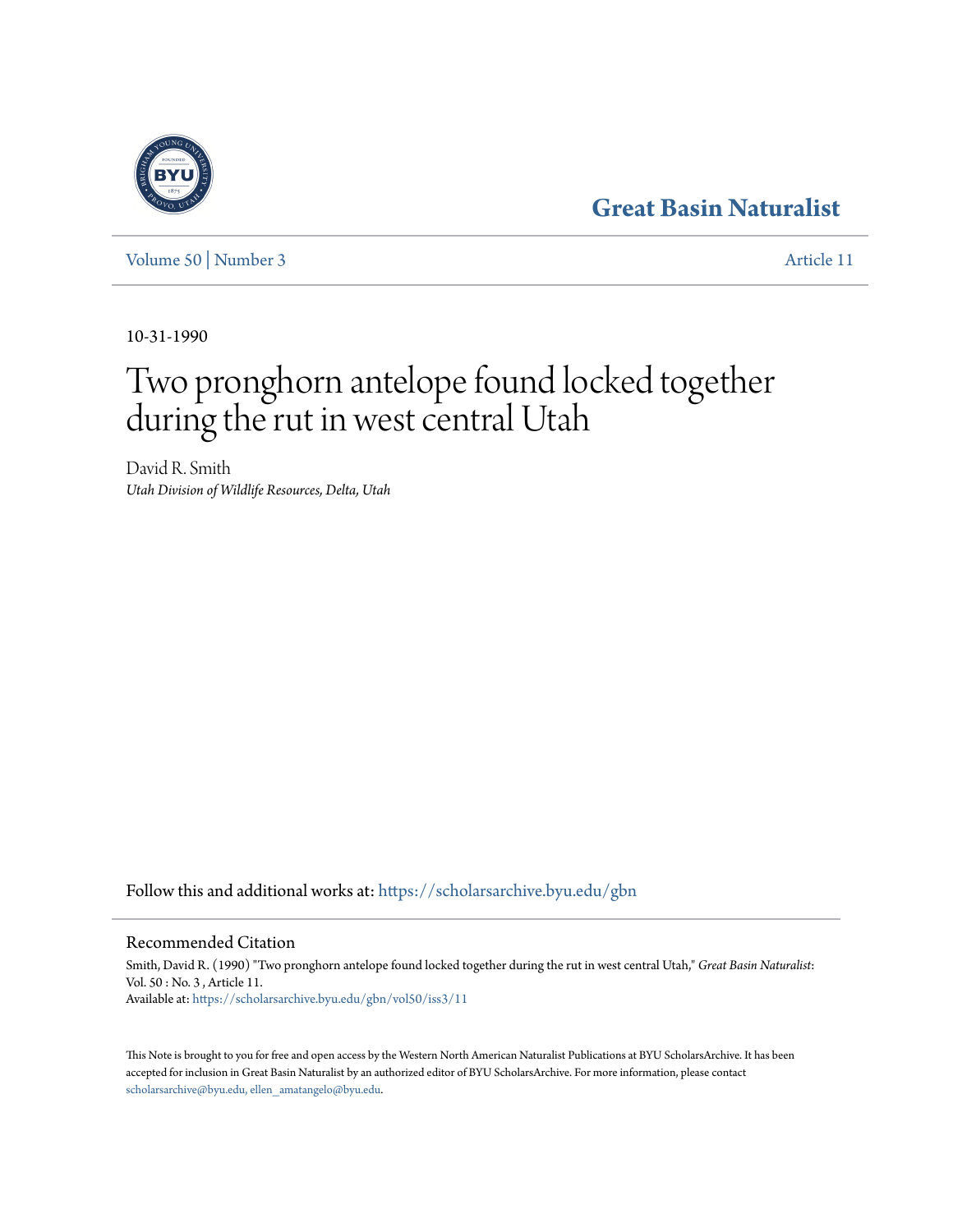Great Basin Naturalist

Volume 50 | Number 3 Article 11

10-31-1990

# Two pronghorn antelope found locked together during the rut in west central Utah

David R. Smith
*Utah Division of Wildlife Resources, Delta, Utah*

Follow this and additional works at: https://scholarsarchive.byu.edu/gbn

## Recommended Citation

Smith, David R. (1990) "Two pronghorn antelope found locked together during the rut in west central Utah," *Great Basin Naturalist*: Vol. 50 : No. 3 , Article 11.
Available at: https://scholarsarchive.byu.edu/gbn/vol50/iss3/11

This Note is brought to you for free and open access by the Western North American Naturalist Publications at BYU ScholarsArchive. It has been accepted for inclusion in Great Basin Naturalist by an authorized editor of BYU ScholarsArchive. For more information, please contact scholarsarchive@byu.edu, ellen_amatangelo@byu.edu.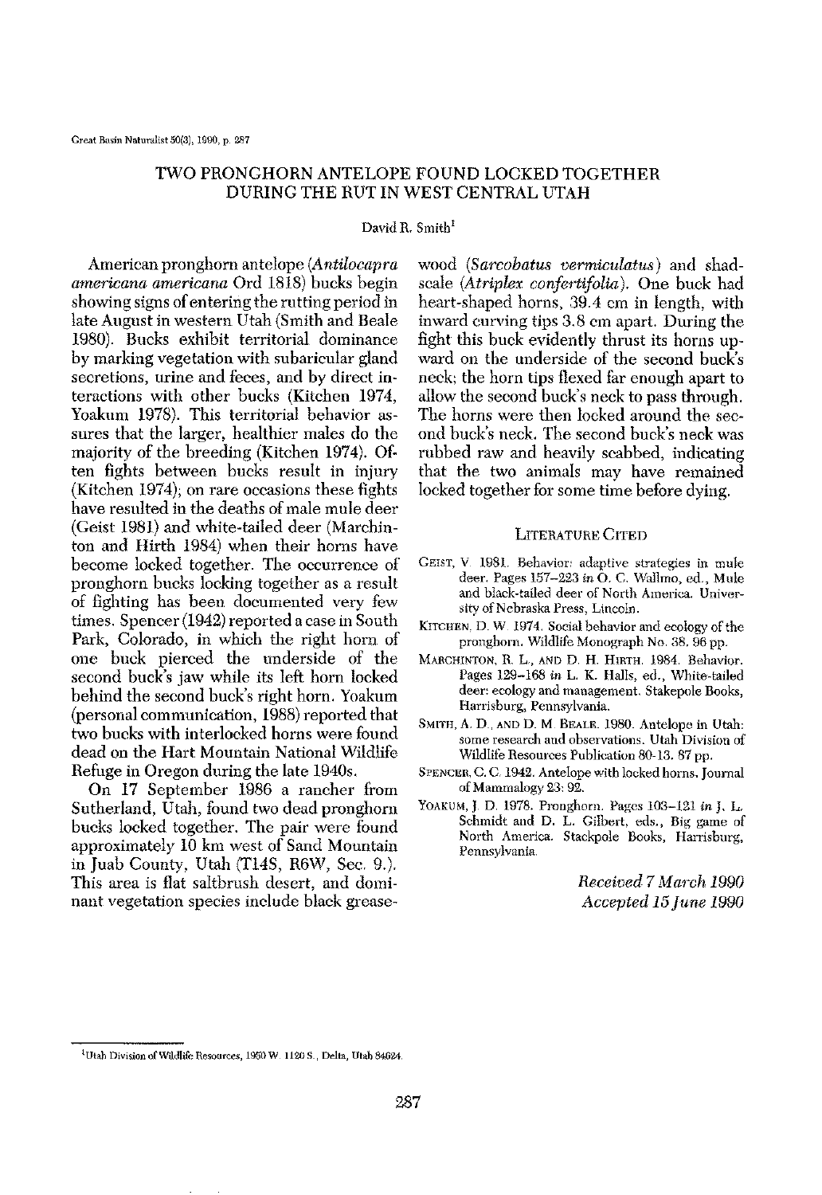# TWO PRONGHORN ANTELOPE FOUND LOCKED TOGETHER DURING THE RUT IN WEST CENTRAL UTAH

David R. Smith[1]

American pronghorn antelope (*Antilocapra americana americana* Ord 1818) bucks begin showing signs of entering the rutting period in late August in western Utah (Smith and Beale 1980). Bucks exhibit territorial dominance by marking vegetation with subaricular gland secretions, urine and feces, and by direct interactions with other bucks (Kitchen 1974, Yoakum 1978). This territorial behavior assures that the larger, healthier males do the majority of the breeding (Kitchen 1974). Often fights between bucks result in injury (Kitchen 1974); on rare occasions these fights have resulted in the deaths of male mule deer (Geist 1981) and white-tailed deer (Marchinton and Hirth 1984) when their horns have become locked together. The occurrence of pronghorn bucks locking together as a result of fighting has been documented very few times. Spencer (1942) reported a case in South Park, Colorado, in which the right horn of one buck pierced the underside of the second buck's jaw while its left horn locked behind the second buck's right horn. Yoakum (personal communication, 1988) reported that two bucks with interlocked horns were found dead on the Hart Mountain National Wildlife Refuge in Oregon during the late 1940s.

On 17 September 1986 a rancher from Sutherland, Utah, found two dead pronghorn bucks locked together. The pair were found approximately 10 km west of Sand Mountain in Juab County, Utah (T14S, R6W, Sec. 9.). This area is flat saltbrush desert, and dominant vegetation species include black greasewood (*Sarcobatus vermiculatus*) and shadscale (*Atriplex confertifolia*). One buck had heart-shaped horns, 39.4 cm in length, with inward curving tips 3.8 cm apart. During the fight this buck evidently thrust its horns upward on the underside of the second buck's neck; the horn tips flexed far enough apart to allow the second buck's neck to pass through. The horns were then locked around the second buck's neck. The second buck's neck was rubbed raw and heavily scabbed, indicating that the two animals may have remained locked together for some time before dying.

## LITERATURE CITED

GEIST, V. 1981. Behavior: adaptive strategies in mule deer. Pages 157–223 *in* O. C. Wallmo, ed., Mule and black-tailed deer of North America. University of Nebraska Press, Lincoln.

KITCHEN, D. W. 1974. Social behavior and ecology of the pronghorn. Wildlife Monograph No. 38. 96 pp.

MARCHINTON, R. L., AND D. H. HIRTH. 1984. Behavior. Pages 129–168 *in* L. K. Halls, ed., White-tailed deer: ecology and management. Stakepole Books, Harrisburg, Pennsylvania.

SMITH, A. D., AND D. M. BEALE. 1980. Antelope in Utah: some research and observations. Utah Division of Wildlife Resources Publication 80-13. 87 pp.

SPENCER, C. C. 1942. Antelope with locked horns. Journal of Mammalogy 23: 92.

YOAKUM, J. D. 1978. Pronghorn. Pages 103–121 *in* J. L. Schmidt and D. L. Gilbert, eds., Big game of North America. Stackpole Books, Harrisburg, Pennsylvania.

*Received 7 March 1990*
*Accepted 15 June 1990*

[1]Utah Division of Wildlife Resources, 1950 W. 1120 S., Delta, Utah 84624.